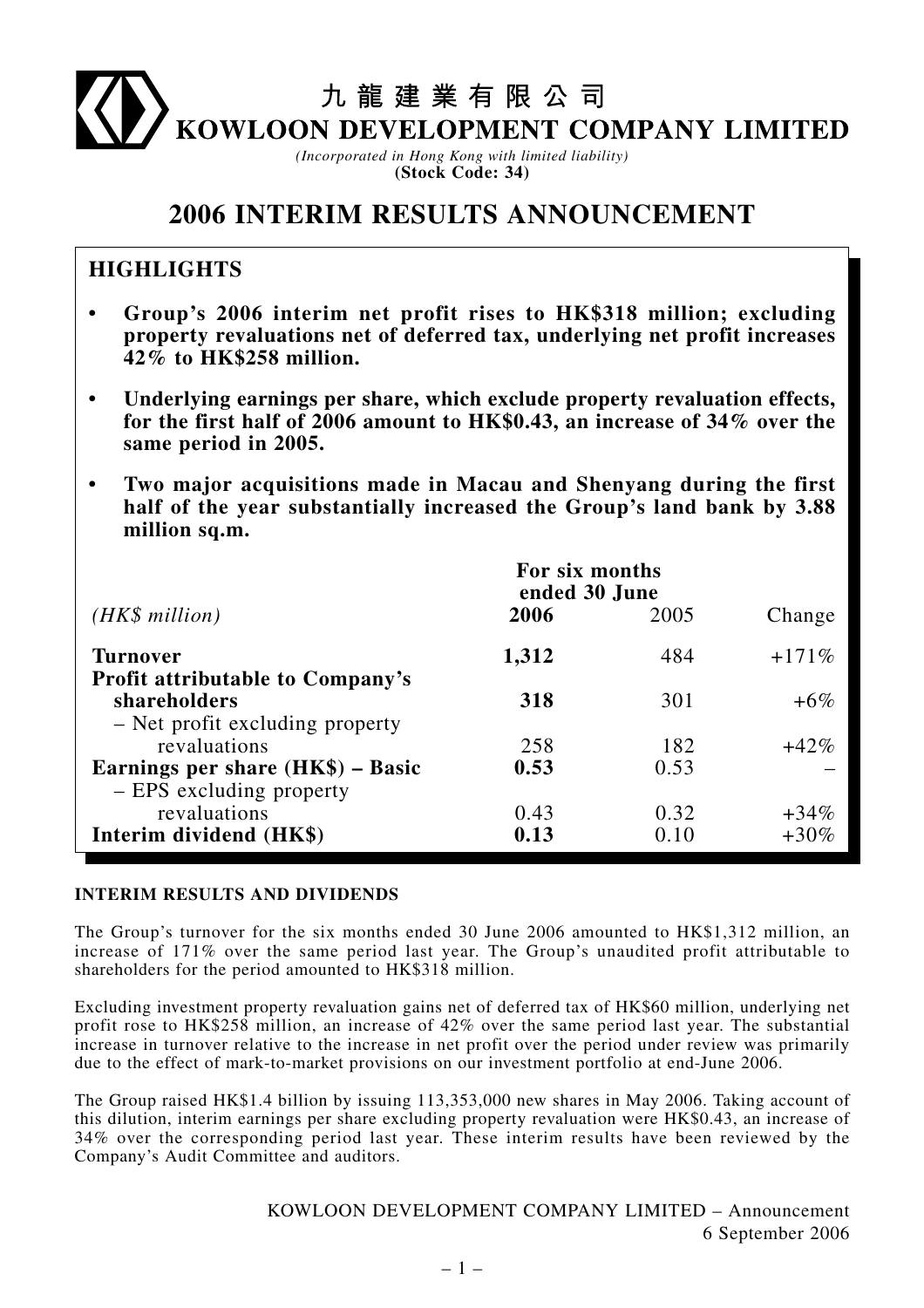# 九 龍 建 業 有 限 公 司
# KOWLOON DEVELOPMENT COMPANY LIMITED

*(Incorporated in Hong Kong with limited liability)*
**(Stock Code: 34)**

# 2006 INTERIM RESULTS ANNOUNCEMENT

## HIGHLIGHTS

- **Group's 2006 interim net profit rises to HK$318 million; excluding property revaluations net of deferred tax, underlying net profit increases 42% to HK$258 million.**
- **Underlying earnings per share, which exclude property revaluation effects, for the first half of 2006 amount to HK$0.43, an increase of 34% over the same period in 2005.**
- **Two major acquisitions made in Macau and Shenyang during the first half of the year substantially increased the Group's land bank by 3.88 million sq.m.**

| *(HK$ million)* | For six months ended 30 June 2006 | 2005 | Change |
|---|---|---|---|
| **Turnover** | **1,312** | 484 | +171% |
| **Profit attributable to Company's shareholders** | **318** | 301 | +6% |
| – Net profit excluding property revaluations | 258 | 182 | +42% |
| **Earnings per share (HK$) – Basic** | **0.53** | 0.53 | – |
| – EPS excluding property revaluations | 0.43 | 0.32 | +34% |
| **Interim dividend (HK$)** | **0.13** | 0.10 | +30% |

### INTERIM RESULTS AND DIVIDENDS

The Group's turnover for the six months ended 30 June 2006 amounted to HK$1,312 million, an increase of 171% over the same period last year. The Group's unaudited profit attributable to shareholders for the period amounted to HK$318 million.

Excluding investment property revaluation gains net of deferred tax of HK$60 million, underlying net profit rose to HK$258 million, an increase of 42% over the same period last year. The substantial increase in turnover relative to the increase in net profit over the period under review was primarily due to the effect of mark-to-market provisions on our investment portfolio at end-June 2006.

The Group raised HK$1.4 billion by issuing 113,353,000 new shares in May 2006. Taking account of this dilution, interim earnings per share excluding property revaluation were HK$0.43, an increase of 34% over the corresponding period last year. These interim results have been reviewed by the Company's Audit Committee and auditors.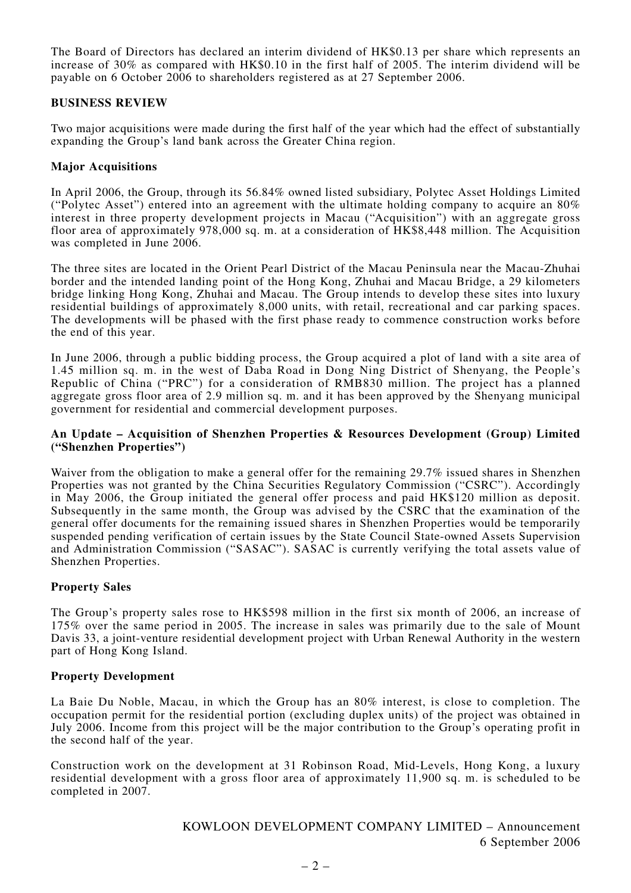The Board of Directors has declared an interim dividend of HK$0.13 per share which represents an increase of 30% as compared with HK$0.10 in the first half of 2005. The interim dividend will be payable on 6 October 2006 to shareholders registered as at 27 September 2006.

## BUSINESS REVIEW

Two major acquisitions were made during the first half of the year which had the effect of substantially expanding the Group's land bank across the Greater China region.

### Major Acquisitions

In April 2006, the Group, through its 56.84% owned listed subsidiary, Polytec Asset Holdings Limited ("Polytec Asset") entered into an agreement with the ultimate holding company to acquire an 80% interest in three property development projects in Macau ("Acquisition") with an aggregate gross floor area of approximately 978,000 sq. m. at a consideration of HK$8,448 million. The Acquisition was completed in June 2006.

The three sites are located in the Orient Pearl District of the Macau Peninsula near the Macau-Zhuhai border and the intended landing point of the Hong Kong, Zhuhai and Macau Bridge, a 29 kilometers bridge linking Hong Kong, Zhuhai and Macau. The Group intends to develop these sites into luxury residential buildings of approximately 8,000 units, with retail, recreational and car parking spaces. The developments will be phased with the first phase ready to commence construction works before the end of this year.

In June 2006, through a public bidding process, the Group acquired a plot of land with a site area of 1.45 million sq. m. in the west of Daba Road in Dong Ning District of Shenyang, the People's Republic of China ("PRC") for a consideration of RMB830 million. The project has a planned aggregate gross floor area of 2.9 million sq. m. and it has been approved by the Shenyang municipal government for residential and commercial development purposes.

### An Update – Acquisition of Shenzhen Properties & Resources Development (Group) Limited ("Shenzhen Properties")

Waiver from the obligation to make a general offer for the remaining 29.7% issued shares in Shenzhen Properties was not granted by the China Securities Regulatory Commission ("CSRC"). Accordingly in May 2006, the Group initiated the general offer process and paid HK$120 million as deposit. Subsequently in the same month, the Group was advised by the CSRC that the examination of the general offer documents for the remaining issued shares in Shenzhen Properties would be temporarily suspended pending verification of certain issues by the State Council State-owned Assets Supervision and Administration Commission ("SASAC"). SASAC is currently verifying the total assets value of Shenzhen Properties.

### Property Sales

The Group's property sales rose to HK$598 million in the first six month of 2006, an increase of 175% over the same period in 2005. The increase in sales was primarily due to the sale of Mount Davis 33, a joint-venture residential development project with Urban Renewal Authority in the western part of Hong Kong Island.

### Property Development

La Baie Du Noble, Macau, in which the Group has an 80% interest, is close to completion. The occupation permit for the residential portion (excluding duplex units) of the project was obtained in July 2006. Income from this project will be the major contribution to the Group's operating profit in the second half of the year.

Construction work on the development at 31 Robinson Road, Mid-Levels, Hong Kong, a luxury residential development with a gross floor area of approximately 11,900 sq. m. is scheduled to be completed in 2007.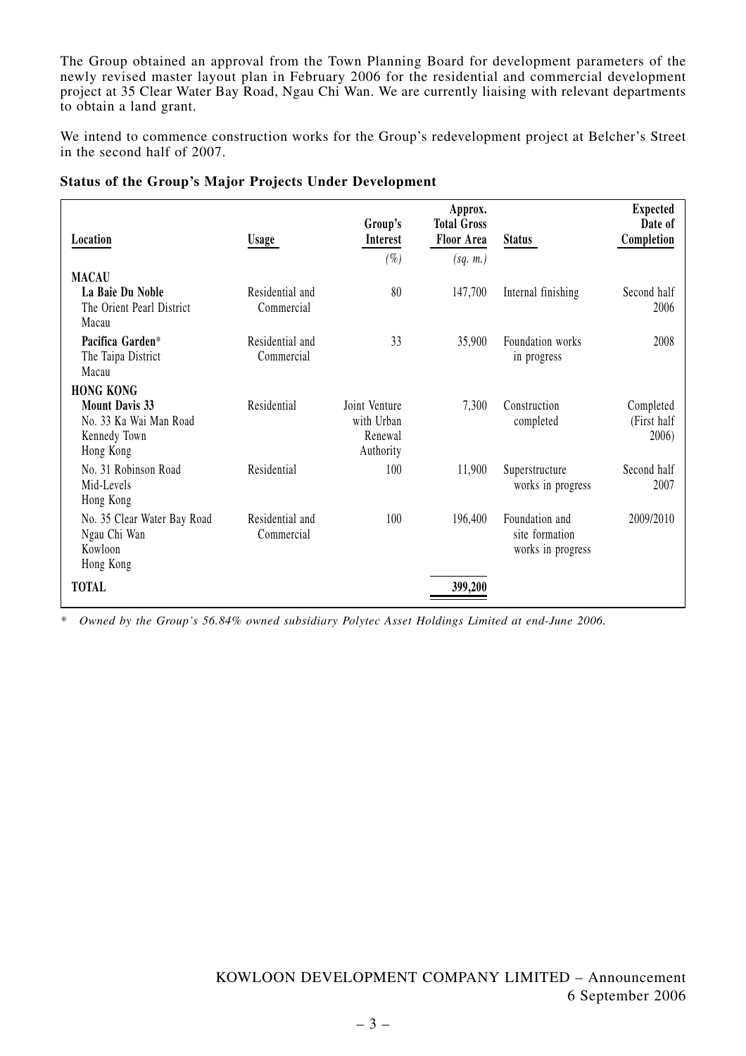The Group obtained an approval from the Town Planning Board for development parameters of the newly revised master layout plan in February 2006 for the residential and commercial development project at 35 Clear Water Bay Road, Ngau Chi Wan. We are currently liaising with relevant departments to obtain a land grant.

We intend to commence construction works for the Group's redevelopment project at Belcher's Street in the second half of 2007.

**Status of the Group's Major Projects Under Development**

| Location | Usage | Group's Interest | Approx. Total Gross Floor Area | Status | Expected Date of Completion |
|---|---|---|---|---|---|
| | | (%) | (sq. m.) | | |
| **MACAU** | | | | | |
| **La Baie Du Noble** The Orient Pearl District Macau | Residential and Commercial | 80 | 147,700 | Internal finishing | Second half 2006 |
| **Pacifica Garden*** The Taipa District Macau | Residential and Commercial | 33 | 35,900 | Foundation works in progress | 2008 |
| **HONG KONG** | | | | | |
| **Mount Davis 33** No. 33 Ka Wai Man Road Kennedy Town Hong Kong | Residential | Joint Venture with Urban Renewal Authority | 7,300 | Construction completed | Completed (First half 2006) |
| No. 31 Robinson Road Mid-Levels Hong Kong | Residential | 100 | 11,900 | Superstructure works in progress | Second half 2007 |
| No. 35 Clear Water Bay Road Ngau Chi Wan Kowloon Hong Kong | Residential and Commercial | 100 | 196,400 | Foundation and site formation works in progress | 2009/2010 |
| **TOTAL** | | | 399,200 | | |

* *Owned by the Group's 56.84% owned subsidiary Polytec Asset Holdings Limited at end-June 2006.*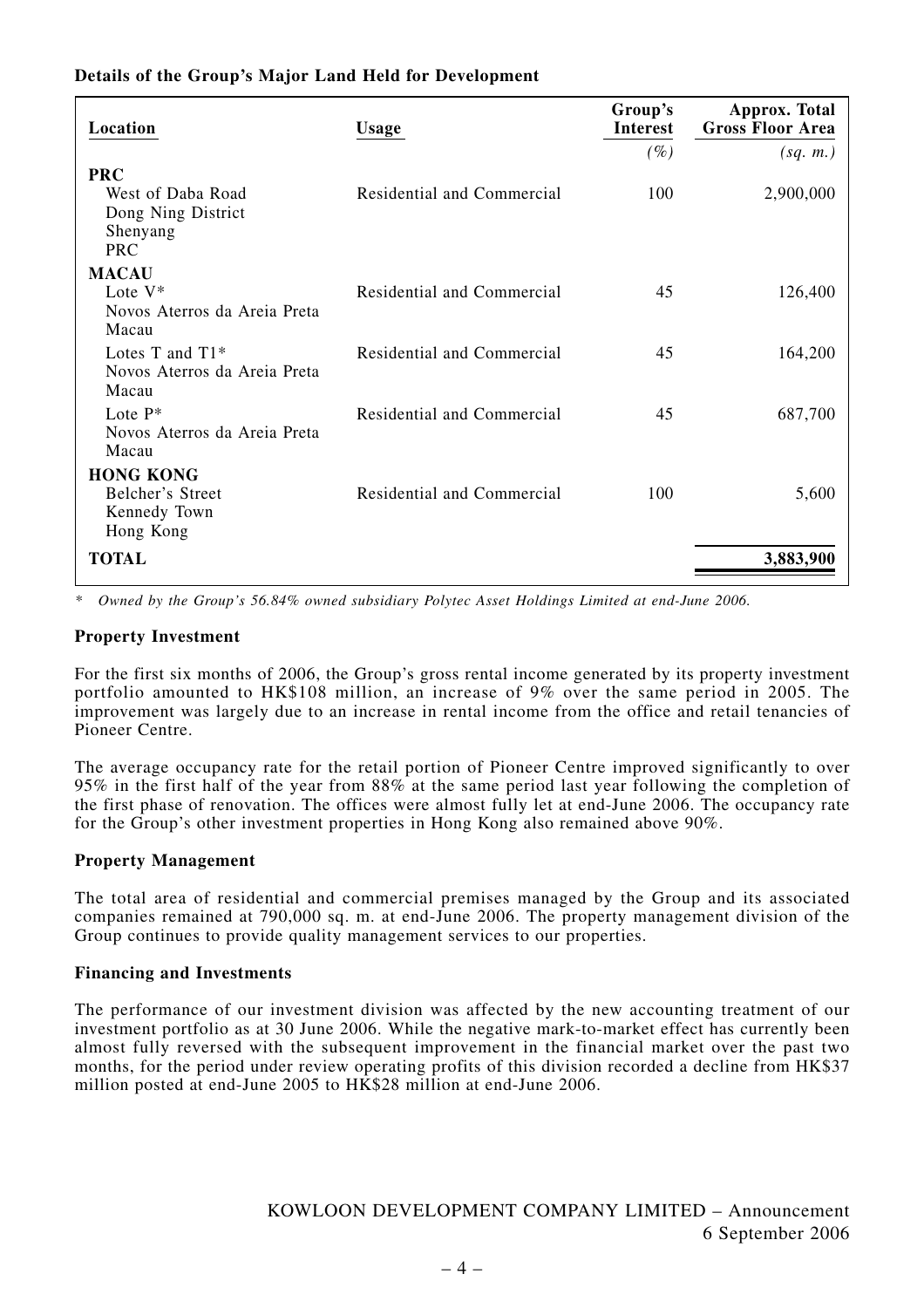**Details of the Group's Major Land Held for Development**

| Location | Usage | Group's Interest | Approx. Total Gross Floor Area |
|---|---|---|---|
| | | (%) | (sq. m.) |
| **PRC** | | | |
| West of Daba Road Dong Ning District Shenyang PRC | Residential and Commercial | 100 | 2,900,000 |
| **MACAU** | | | |
| Lote V* Novos Aterros da Areia Preta Macau | Residential and Commercial | 45 | 126,400 |
| Lotes T and T1* Novos Aterros da Areia Preta Macau | Residential and Commercial | 45 | 164,200 |
| Lote P* Novos Aterros da Areia Preta Macau | Residential and Commercial | 45 | 687,700 |
| **HONG KONG** | | | |
| Belcher's Street Kennedy Town Hong Kong | Residential and Commercial | 100 | 5,600 |
| **TOTAL** | | | **3,883,900** |

*\* Owned by the Group's 56.84% owned subsidiary Polytec Asset Holdings Limited at end-June 2006.*

**Property Investment**

For the first six months of 2006, the Group's gross rental income generated by its property investment portfolio amounted to HK$108 million, an increase of 9% over the same period in 2005. The improvement was largely due to an increase in rental income from the office and retail tenancies of Pioneer Centre.

The average occupancy rate for the retail portion of Pioneer Centre improved significantly to over 95% in the first half of the year from 88% at the same period last year following the completion of the first phase of renovation. The offices were almost fully let at end-June 2006. The occupancy rate for the Group's other investment properties in Hong Kong also remained above 90%.

**Property Management**

The total area of residential and commercial premises managed by the Group and its associated companies remained at 790,000 sq. m. at end-June 2006. The property management division of the Group continues to provide quality management services to our properties.

**Financing and Investments**

The performance of our investment division was affected by the new accounting treatment of our investment portfolio as at 30 June 2006. While the negative mark-to-market effect has currently been almost fully reversed with the subsequent improvement in the financial market over the past two months, for the period under review operating profits of this division recorded a decline from HK$37 million posted at end-June 2005 to HK$28 million at end-June 2006.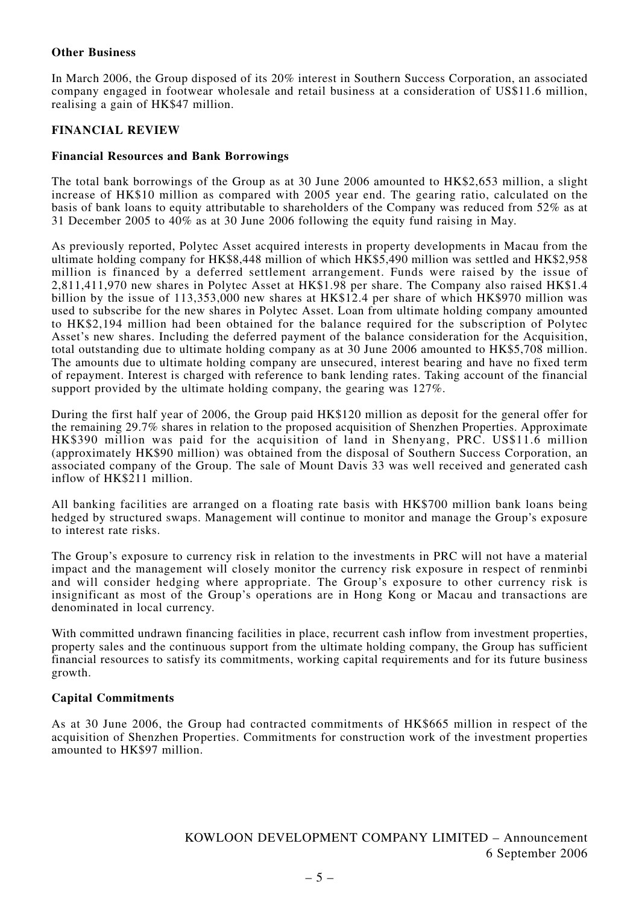**Other Business**

In March 2006, the Group disposed of its 20% interest in Southern Success Corporation, an associated company engaged in footwear wholesale and retail business at a consideration of US$11.6 million, realising a gain of HK$47 million.

## FINANCIAL REVIEW

**Financial Resources and Bank Borrowings**

The total bank borrowings of the Group as at 30 June 2006 amounted to HK$2,653 million, a slight increase of HK$10 million as compared with 2005 year end. The gearing ratio, calculated on the basis of bank loans to equity attributable to shareholders of the Company was reduced from 52% as at 31 December 2005 to 40% as at 30 June 2006 following the equity fund raising in May.

As previously reported, Polytec Asset acquired interests in property developments in Macau from the ultimate holding company for HK$8,448 million of which HK$5,490 million was settled and HK$2,958 million is financed by a deferred settlement arrangement. Funds were raised by the issue of 2,811,411,970 new shares in Polytec Asset at HK$1.98 per share. The Company also raised HK$1.4 billion by the issue of 113,353,000 new shares at HK$12.4 per share of which HK$970 million was used to subscribe for the new shares in Polytec Asset. Loan from ultimate holding company amounted to HK$2,194 million had been obtained for the balance required for the subscription of Polytec Asset's new shares. Including the deferred payment of the balance consideration for the Acquisition, total outstanding due to ultimate holding company as at 30 June 2006 amounted to HK$5,708 million. The amounts due to ultimate holding company are unsecured, interest bearing and have no fixed term of repayment. Interest is charged with reference to bank lending rates. Taking account of the financial support provided by the ultimate holding company, the gearing was 127%.

During the first half year of 2006, the Group paid HK$120 million as deposit for the general offer for the remaining 29.7% shares in relation to the proposed acquisition of Shenzhen Properties. Approximate HK$390 million was paid for the acquisition of land in Shenyang, PRC. US$11.6 million (approximately HK$90 million) was obtained from the disposal of Southern Success Corporation, an associated company of the Group. The sale of Mount Davis 33 was well received and generated cash inflow of HK$211 million.

All banking facilities are arranged on a floating rate basis with HK$700 million bank loans being hedged by structured swaps. Management will continue to monitor and manage the Group's exposure to interest rate risks.

The Group's exposure to currency risk in relation to the investments in PRC will not have a material impact and the management will closely monitor the currency risk exposure in respect of renminbi and will consider hedging where appropriate. The Group's exposure to other currency risk is insignificant as most of the Group's operations are in Hong Kong or Macau and transactions are denominated in local currency.

With committed undrawn financing facilities in place, recurrent cash inflow from investment properties, property sales and the continuous support from the ultimate holding company, the Group has sufficient financial resources to satisfy its commitments, working capital requirements and for its future business growth.

**Capital Commitments**

As at 30 June 2006, the Group had contracted commitments of HK$665 million in respect of the acquisition of Shenzhen Properties. Commitments for construction work of the investment properties amounted to HK$97 million.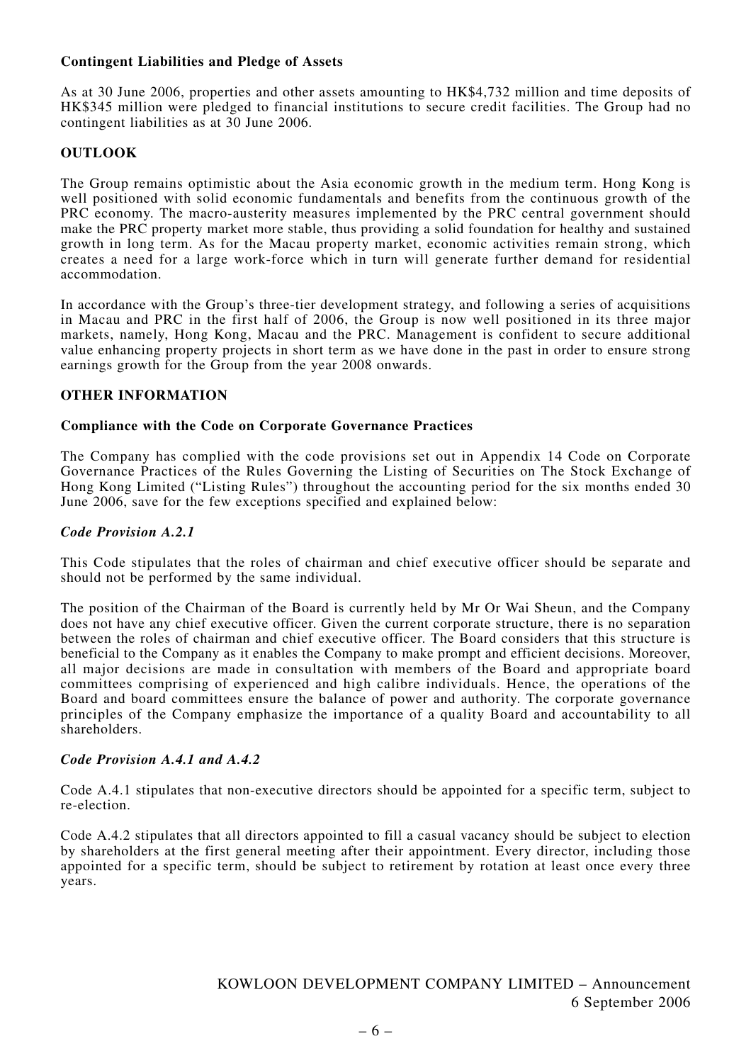**Contingent Liabilities and Pledge of Assets**

As at 30 June 2006, properties and other assets amounting to HK$4,732 million and time deposits of HK$345 million were pledged to financial institutions to secure credit facilities. The Group had no contingent liabilities as at 30 June 2006.

## OUTLOOK

The Group remains optimistic about the Asia economic growth in the medium term. Hong Kong is well positioned with solid economic fundamentals and benefits from the continuous growth of the PRC economy. The macro-austerity measures implemented by the PRC central government should make the PRC property market more stable, thus providing a solid foundation for healthy and sustained growth in long term. As for the Macau property market, economic activities remain strong, which creates a need for a large work-force which in turn will generate further demand for residential accommodation.

In accordance with the Group's three-tier development strategy, and following a series of acquisitions in Macau and PRC in the first half of 2006, the Group is now well positioned in its three major markets, namely, Hong Kong, Macau and the PRC. Management is confident to secure additional value enhancing property projects in short term as we have done in the past in order to ensure strong earnings growth for the Group from the year 2008 onwards.

## OTHER INFORMATION

**Compliance with the Code on Corporate Governance Practices**

The Company has complied with the code provisions set out in Appendix 14 Code on Corporate Governance Practices of the Rules Governing the Listing of Securities on The Stock Exchange of Hong Kong Limited ("Listing Rules") throughout the accounting period for the six months ended 30 June 2006, save for the few exceptions specified and explained below:

***Code Provision A.2.1***

This Code stipulates that the roles of chairman and chief executive officer should be separate and should not be performed by the same individual.

The position of the Chairman of the Board is currently held by Mr Or Wai Sheun, and the Company does not have any chief executive officer. Given the current corporate structure, there is no separation between the roles of chairman and chief executive officer. The Board considers that this structure is beneficial to the Company as it enables the Company to make prompt and efficient decisions. Moreover, all major decisions are made in consultation with members of the Board and appropriate board committees comprising of experienced and high calibre individuals. Hence, the operations of the Board and board committees ensure the balance of power and authority. The corporate governance principles of the Company emphasize the importance of a quality Board and accountability to all shareholders.

***Code Provision A.4.1 and A.4.2***

Code A.4.1 stipulates that non-executive directors should be appointed for a specific term, subject to re-election.

Code A.4.2 stipulates that all directors appointed to fill a casual vacancy should be subject to election by shareholders at the first general meeting after their appointment. Every director, including those appointed for a specific term, should be subject to retirement by rotation at least once every three years.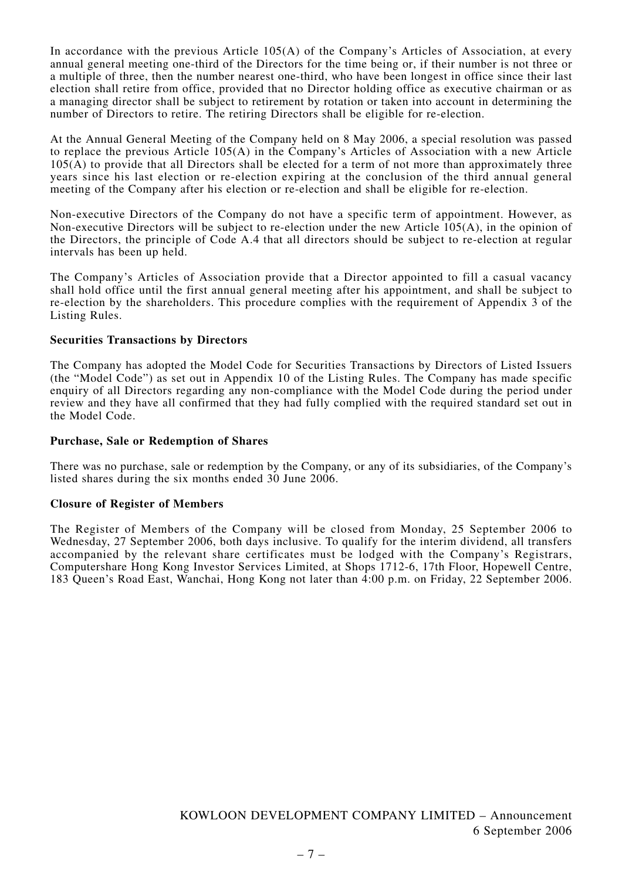In accordance with the previous Article 105(A) of the Company's Articles of Association, at every annual general meeting one-third of the Directors for the time being or, if their number is not three or a multiple of three, then the number nearest one-third, who have been longest in office since their last election shall retire from office, provided that no Director holding office as executive chairman or as a managing director shall be subject to retirement by rotation or taken into account in determining the number of Directors to retire. The retiring Directors shall be eligible for re-election.

At the Annual General Meeting of the Company held on 8 May 2006, a special resolution was passed to replace the previous Article 105(A) in the Company's Articles of Association with a new Article 105(A) to provide that all Directors shall be elected for a term of not more than approximately three years since his last election or re-election expiring at the conclusion of the third annual general meeting of the Company after his election or re-election and shall be eligible for re-election.

Non-executive Directors of the Company do not have a specific term of appointment. However, as Non-executive Directors will be subject to re-election under the new Article 105(A), in the opinion of the Directors, the principle of Code A.4 that all directors should be subject to re-election at regular intervals has been up held.

The Company's Articles of Association provide that a Director appointed to fill a casual vacancy shall hold office until the first annual general meeting after his appointment, and shall be subject to re-election by the shareholders. This procedure complies with the requirement of Appendix 3 of the Listing Rules.

**Securities Transactions by Directors**

The Company has adopted the Model Code for Securities Transactions by Directors of Listed Issuers (the "Model Code") as set out in Appendix 10 of the Listing Rules. The Company has made specific enquiry of all Directors regarding any non-compliance with the Model Code during the period under review and they have all confirmed that they had fully complied with the required standard set out in the Model Code.

**Purchase, Sale or Redemption of Shares**

There was no purchase, sale or redemption by the Company, or any of its subsidiaries, of the Company's listed shares during the six months ended 30 June 2006.

**Closure of Register of Members**

The Register of Members of the Company will be closed from Monday, 25 September 2006 to Wednesday, 27 September 2006, both days inclusive. To qualify for the interim dividend, all transfers accompanied by the relevant share certificates must be lodged with the Company's Registrars, Computershare Hong Kong Investor Services Limited, at Shops 1712-6, 17th Floor, Hopewell Centre, 183 Queen's Road East, Wanchai, Hong Kong not later than 4:00 p.m. on Friday, 22 September 2006.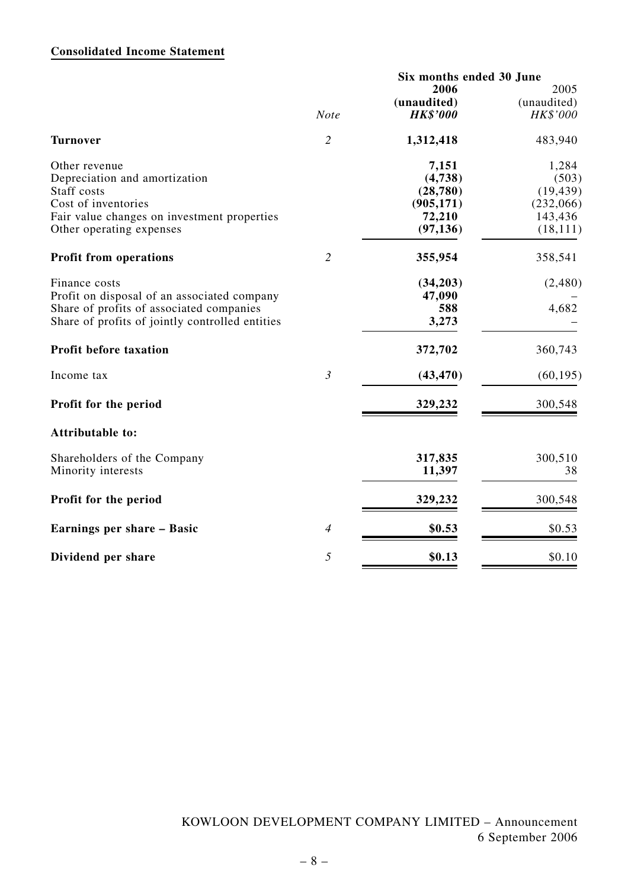**Consolidated Income Statement**

| | *Note* | Six months ended 30 June 2006 (unaudited) ***HK$'000*** | 2005 (unaudited) *HK$'000* |
|---|---|---|---|
| **Turnover** | *2* | **1,312,418** | 483,940 |
| Other revenue | | **7,151** | 1,284 |
| Depreciation and amortization | | **(4,738)** | (503) |
| Staff costs | | **(28,780)** | (19,439) |
| Cost of inventories | | **(905,171)** | (232,066) |
| Fair value changes on investment properties | | **72,210** | 143,436 |
| Other operating expenses | | **(97,136)** | (18,111) |
| **Profit from operations** | *2* | **355,954** | 358,541 |
| Finance costs | | **(34,203)** | (2,480) |
| Profit on disposal of an associated company | | **47,090** | – |
| Share of profits of associated companies | | **588** | 4,682 |
| Share of profits of jointly controlled entities | | **3,273** | – |
| **Profit before taxation** | | **372,702** | 360,743 |
| Income tax | *3* | **(43,470)** | (60,195) |
| **Profit for the period** | | **329,232** | 300,548 |
| **Attributable to:** | | | |
| Shareholders of the Company | | **317,835** | 300,510 |
| Minority interests | | **11,397** | 38 |
| **Profit for the period** | | **329,232** | 300,548 |
| **Earnings per share – Basic** | *4* | **$0.53** | $0.53 |
| **Dividend per share** | *5* | **$0.13** | $0.10 |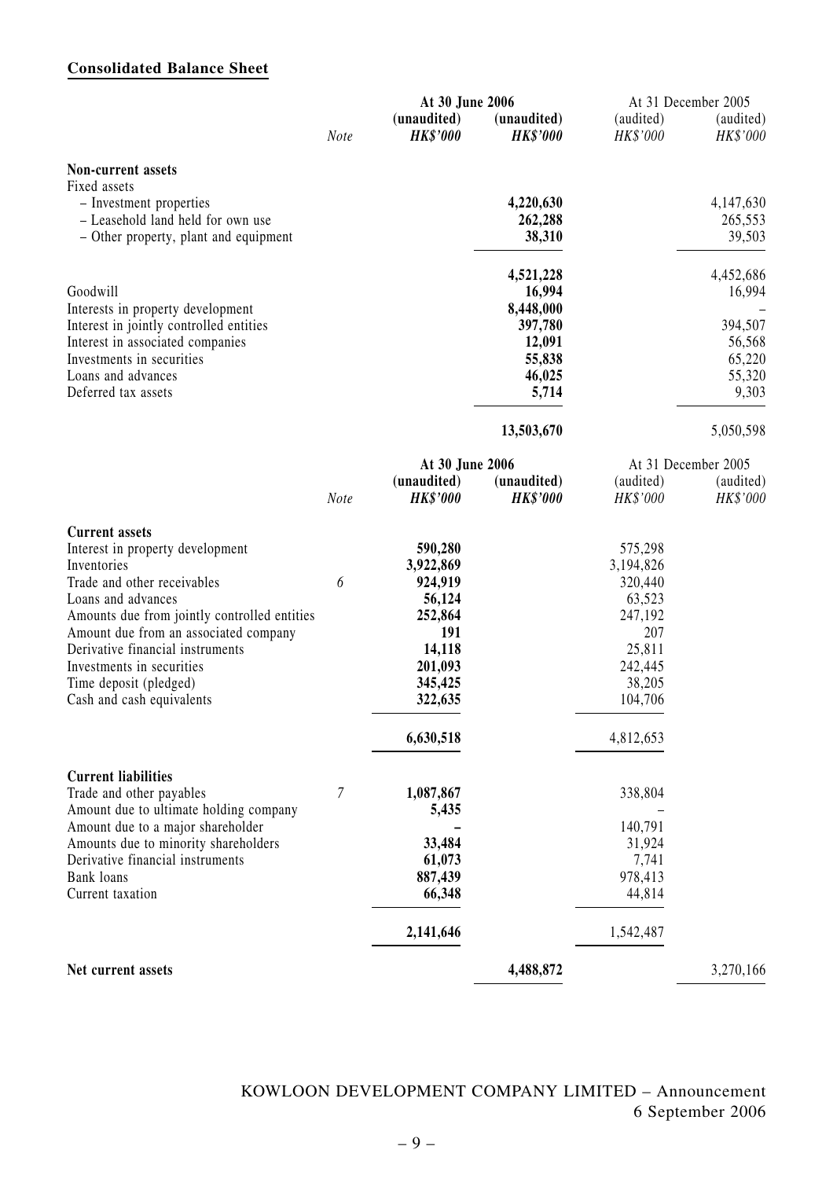## Consolidated Balance Sheet

| | Note | At 30 June 2006 (unaudited) HK$'000 | At 30 June 2006 (unaudited) HK$'000 | At 31 December 2005 (audited) HK$'000 | At 31 December 2005 (audited) HK$'000 |
|---|---|---|---|---|---|
| **Non-current assets** | | | | | |
| Fixed assets | | | | | |
| – Investment properties | | | **4,220,630** | | 4,147,630 |
| – Leasehold land held for own use | | | **262,288** | | 265,553 |
| – Other property, plant and equipment | | | **38,310** | | 39,503 |
| | | | **4,521,228** | | 4,452,686 |
| Goodwill | | | **16,994** | | 16,994 |
| Interests in property development | | | **8,448,000** | | – |
| Interest in jointly controlled entities | | | **397,780** | | 394,507 |
| Interest in associated companies | | | **12,091** | | 56,568 |
| Investments in securities | | | **55,838** | | 65,220 |
| Loans and advances | | | **46,025** | | 55,320 |
| Deferred tax assets | | | **5,714** | | 9,303 |
| | | | **13,503,670** | | 5,050,598 |

| | Note | At 30 June 2006 (unaudited) HK$'000 | At 30 June 2006 (unaudited) HK$'000 | At 31 December 2005 (audited) HK$'000 | At 31 December 2005 (audited) HK$'000 |
|---|---|---|---|---|---|
| **Current assets** | | | | | |
| Interest in property development | | **590,280** | | 575,298 | |
| Inventories | | **3,922,869** | | 3,194,826 | |
| Trade and other receivables | 6 | **924,919** | | 320,440 | |
| Loans and advances | | **56,124** | | 63,523 | |
| Amounts due from jointly controlled entities | | **252,864** | | 247,192 | |
| Amount due from an associated company | | **191** | | 207 | |
| Derivative financial instruments | | **14,118** | | 25,811 | |
| Investments in securities | | **201,093** | | 242,445 | |
| Time deposit (pledged) | | **345,425** | | 38,205 | |
| Cash and cash equivalents | | **322,635** | | 104,706 | |
| | | **6,630,518** | | 4,812,653 | |
| **Current liabilities** | | | | | |
| Trade and other payables | 7 | **1,087,867** | | 338,804 | |
| Amount due to ultimate holding company | | **5,435** | | – | |
| Amount due to a major shareholder | | **–** | | 140,791 | |
| Amounts due to minority shareholders | | **33,484** | | 31,924 | |
| Derivative financial instruments | | **61,073** | | 7,741 | |
| Bank loans | | **887,439** | | 978,413 | |
| Current taxation | | **66,348** | | 44,814 | |
| | | **2,141,646** | | 1,542,487 | |
| **Net current assets** | | | **4,488,872** | | 3,270,166 |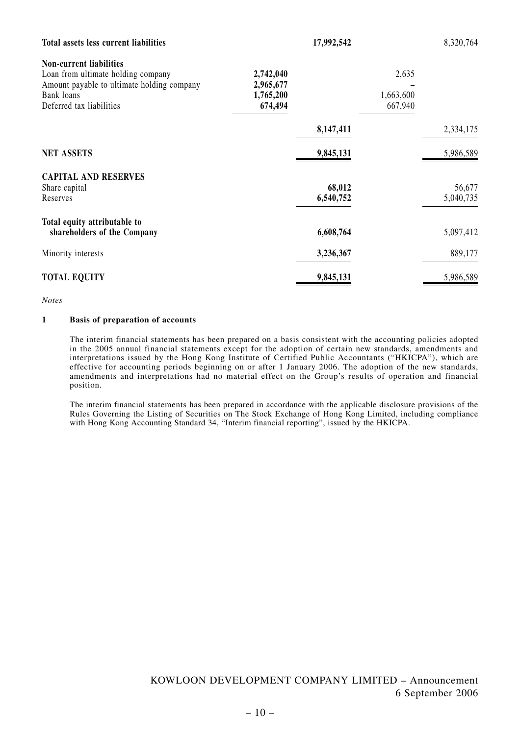| | | | | |
|---|---|---|---|---|
| **Total assets less current liabilities** | | **17,992,542** | | 8,320,764 |
| **Non-current liabilities** | | | | |
| Loan from ultimate holding company | **2,742,040** | | 2,635 | |
| Amount payable to ultimate holding company | **2,965,677** | | – | |
| Bank loans | **1,765,200** | | 1,663,600 | |
| Deferred tax liabilities | **674,494** | | 667,940 | |
| | | **8,147,411** | | 2,334,175 |
| **NET ASSETS** | | **9,845,131** | | 5,986,589 |
| **CAPITAL AND RESERVES** | | | | |
| Share capital | | **68,012** | | 56,677 |
| Reserves | | **6,540,752** | | 5,040,735 |
| **Total equity attributable to shareholders of the Company** | | **6,608,764** | | 5,097,412 |
| Minority interests | | **3,236,367** | | 889,177 |
| **TOTAL EQUITY** | | **9,845,131** | | 5,986,589 |

*Notes*

**1 Basis of preparation of accounts**

The interim financial statements has been prepared on a basis consistent with the accounting policies adopted in the 2005 annual financial statements except for the adoption of certain new standards, amendments and interpretations issued by the Hong Kong Institute of Certified Public Accountants ("HKICPA"), which are effective for accounting periods beginning on or after 1 January 2006. The adoption of the new standards, amendments and interpretations had no material effect on the Group's results of operation and financial position.

The interim financial statements has been prepared in accordance with the applicable disclosure provisions of the Rules Governing the Listing of Securities on The Stock Exchange of Hong Kong Limited, including compliance with Hong Kong Accounting Standard 34, "Interim financial reporting", issued by the HKICPA.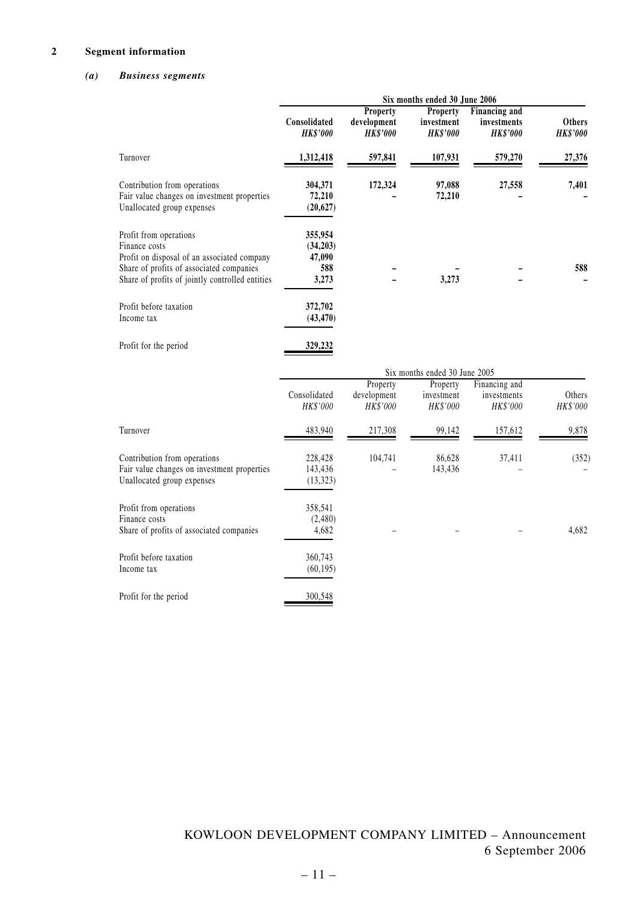## 2 Segment information

### *(a) Business segments*

| | Six months ended 30 June 2006 | | | | |
|---|---|---|---|---|---|
| | **Consolidated** *HK$'000* | **Property development** *HK$'000* | **Property investment** *HK$'000* | **Financing and investments** *HK$'000* | **Others** *HK$'000* |
| Turnover | **1,312,418** | **597,841** | **107,931** | **579,270** | **27,376** |
| Contribution from operations | **304,371** | **172,324** | **97,088** | **27,558** | **7,401** |
| Fair value changes on investment properties | **72,210** | **–** | **72,210** | **–** | **–** |
| Unallocated group expenses | **(20,627)** | | | | |
| Profit from operations | **355,954** | | | | |
| Finance costs | **(34,203)** | | | | |
| Profit on disposal of an associated company | **47,090** | | | | |
| Share of profits of associated companies | **588** | **–** | **–** | **–** | **588** |
| Share of profits of jointly controlled entities | **3,273** | **–** | **3,273** | **–** | **–** |
| Profit before taxation | **372,702** | | | | |
| Income tax | **(43,470)** | | | | |
| Profit for the period | **329,232** | | | | |

| | Six months ended 30 June 2005 | | | | |
|---|---|---|---|---|---|
| | Consolidated *HK$'000* | Property development *HK$'000* | Property investment *HK$'000* | Financing and investments *HK$'000* | Others *HK$'000* |
| Turnover | 483,940 | 217,308 | 99,142 | 157,612 | 9,878 |
| Contribution from operations | 228,428 | 104,741 | 86,628 | 37,411 | (352) |
| Fair value changes on investment properties | 143,436 | – | 143,436 | – | – |
| Unallocated group expenses | (13,323) | | | | |
| Profit from operations | 358,541 | | | | |
| Finance costs | (2,480) | | | | |
| Share of profits of associated companies | 4,682 | – | – | – | 4,682 |
| Profit before taxation | 360,743 | | | | |
| Income tax | (60,195) | | | | |
| Profit for the period | 300,548 | | | | |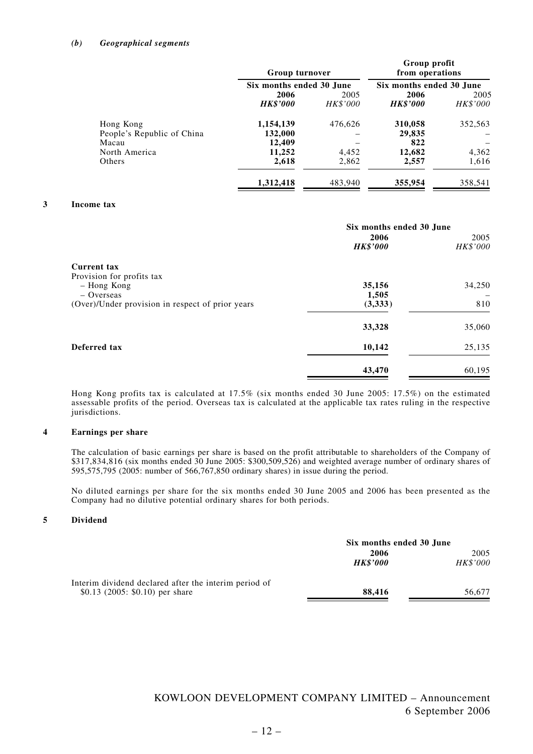*(b) Geographical segments*

| | Group turnover | | Group profit from operations | |
|---|---|---|---|---|
| | Six months ended 30 June | | Six months ended 30 June | |
| | **2006** | 2005 | **2006** | 2005 |
| | ***HK$'000*** | *HK$'000* | ***HK$'000*** | *HK$'000* |
| Hong Kong | **1,154,139** | 476,626 | **310,058** | 352,563 |
| People's Republic of China | **132,000** | – | **29,835** | – |
| Macau | **12,409** | – | **822** | – |
| North America | **11,252** | 4,452 | **12,682** | 4,362 |
| Others | **2,618** | 2,862 | **2,557** | 1,616 |
| | **1,312,418** | 483,940 | **355,954** | 358,541 |

## 3 Income tax

| | Six months ended 30 June | |
|---|---|---|
| | **2006** | 2005 |
| | ***HK$'000*** | *HK$'000* |
| **Current tax** | | |
| Provision for profits tax | | |
| – Hong Kong | **35,156** | 34,250 |
| – Overseas | **1,505** | – |
| (Over)/Under provision in respect of prior years | **(3,333)** | 810 |
| | **33,328** | 35,060 |
| **Deferred tax** | **10,142** | 25,135 |
| | **43,470** | 60,195 |

Hong Kong profits tax is calculated at 17.5% (six months ended 30 June 2005: 17.5%) on the estimated assessable profits of the period. Overseas tax is calculated at the applicable tax rates ruling in the respective jurisdictions.

## 4 Earnings per share

The calculation of basic earnings per share is based on the profit attributable to shareholders of the Company of $317,834,816 (six months ended 30 June 2005: $300,509,526) and weighted average number of ordinary shares of 595,575,795 (2005: number of 566,767,850 ordinary shares) in issue during the period.

No diluted earnings per share for the six months ended 30 June 2005 and 2006 has been presented as the Company had no dilutive potential ordinary shares for both periods.

## 5 Dividend

| | Six months ended 30 June | |
|---|---|---|
| | **2006** | 2005 |
| | ***HK$'000*** | *HK$'000* |
| Interim dividend declared after the interim period of $0.13 (2005: $0.10) per share | **88,416** | 56,677 |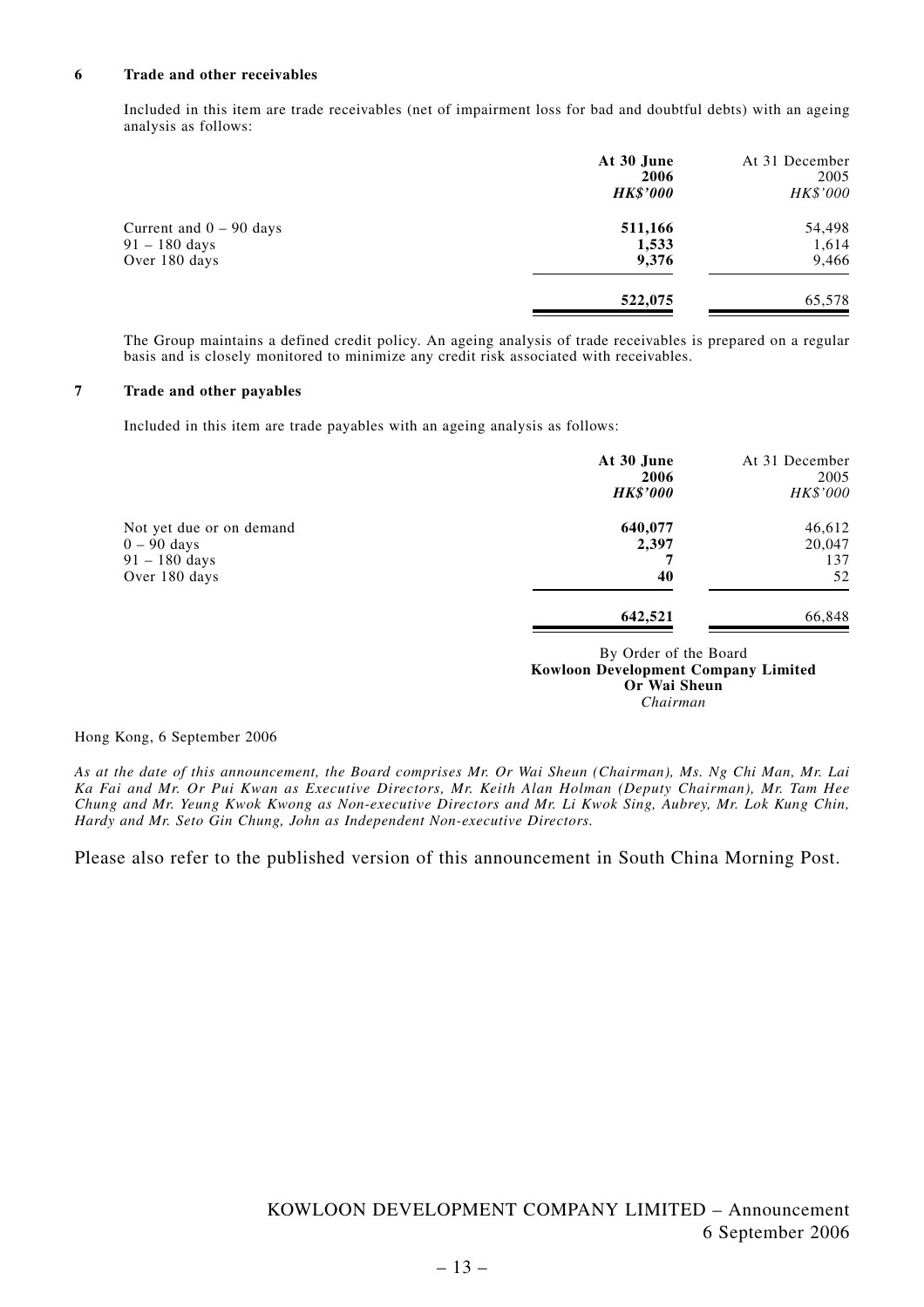## 6 Trade and other receivables

Included in this item are trade receivables (net of impairment loss for bad and doubtful debts) with an ageing analysis as follows:

| | At 30 June 2006 *HK$'000* | At 31 December 2005 *HK$'000* |
|---|---|---|
| Current and 0 – 90 days | **511,166** | 54,498 |
| 91 – 180 days | **1,533** | 1,614 |
| Over 180 days | **9,376** | 9,466 |
| | **522,075** | 65,578 |

The Group maintains a defined credit policy. An ageing analysis of trade receivables is prepared on a regular basis and is closely monitored to minimize any credit risk associated with receivables.

## 7 Trade and other payables

Included in this item are trade payables with an ageing analysis as follows:

| | At 30 June 2006 *HK$'000* | At 31 December 2005 *HK$'000* |
|---|---|---|
| Not yet due or on demand | **640,077** | 46,612 |
| 0 – 90 days | **2,397** | 20,047 |
| 91 – 180 days | **7** | 137 |
| Over 180 days | **40** | 52 |
| | **642,521** | 66,848 |

By Order of the Board
**Kowloon Development Company Limited**
**Or Wai Sheun**
*Chairman*

Hong Kong, 6 September 2006

*As at the date of this announcement, the Board comprises Mr. Or Wai Sheun (Chairman), Ms. Ng Chi Man, Mr. Lai Ka Fai and Mr. Or Pui Kwan as Executive Directors, Mr. Keith Alan Holman (Deputy Chairman), Mr. Tam Hee Chung and Mr. Yeung Kwok Kwong as Non-executive Directors and Mr. Li Kwok Sing, Aubrey, Mr. Lok Kung Chin, Hardy and Mr. Seto Gin Chung, John as Independent Non-executive Directors.*

Please also refer to the published version of this announcement in South China Morning Post.